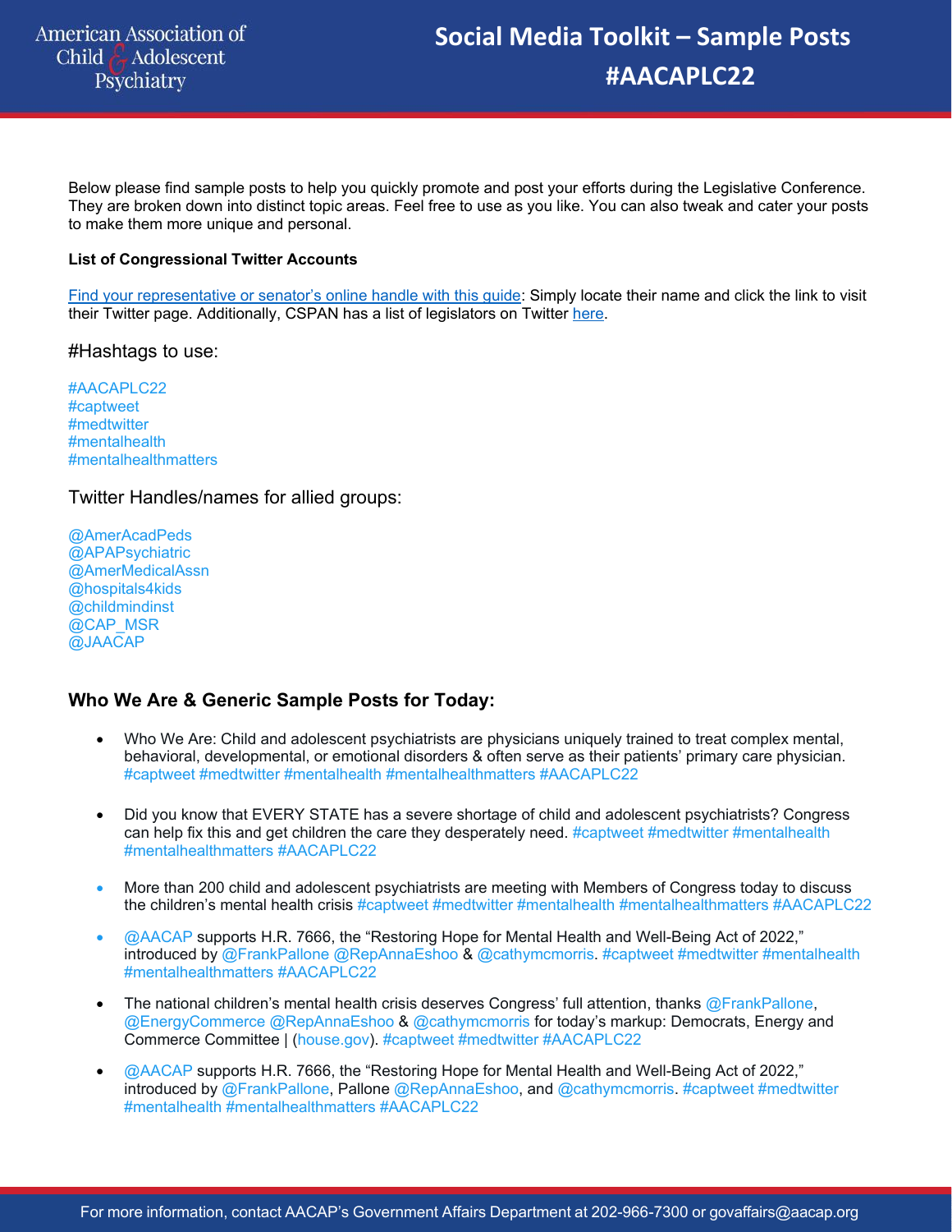# Social Media Toolkit – Sample Posts #AACAPLC22

Below please find sample posts to help you quickly promote and post your efforts during the Legislative Conference. They are broken down into distinct topic areas. Feel free to use as you like. You can also tweak and cater your posts to make them more unique and personal.

**List of Congressional Twitter Accounts**

Find your representative or senator's online handle with this guide: Simply locate their name and click the link to visit their Twitter page. Additionally, CSPAN has a list of legislators on Twitter here.

#Hashtags to use:

#AACAPLC22
#captweet
#medtwitter
#mentalhealth
#mentalhealthmatters

Twitter Handles/names for allied groups:

@AmerAcadPeds
@APAPsychiatric
@AmerMedicalAssn
@hospitals4kids
@childmindinst
@CAP_MSR
@JAACAP

### Who We Are & Generic Sample Posts for Today:

- Who We Are: Child and adolescent psychiatrists are physicians uniquely trained to treat complex mental, behavioral, developmental, or emotional disorders & often serve as their patients' primary care physician. #captweet #medtwitter #mentalhealth #mentalhealthmatters #AACAPLC22
- Did you know that EVERY STATE has a severe shortage of child and adolescent psychiatrists? Congress can help fix this and get children the care they desperately need. #captweet #medtwitter #mentalhealth #mentalhealthmatters #AACAPLC22
- More than 200 child and adolescent psychiatrists are meeting with Members of Congress today to discuss the children's mental health crisis #captweet #medtwitter #mentalhealth #mentalhealthmatters #AACAPLC22
- @AACAP supports H.R. 7666, the "Restoring Hope for Mental Health and Well-Being Act of 2022," introduced by @FrankPallone @RepAnnaEshoo & @cathymcmorris. #captweet #medtwitter #mentalhealth #mentalhealthmatters #AACAPLC22
- The national children's mental health crisis deserves Congress' full attention, thanks @FrankPallone, @EnergyCommerce @RepAnnaEshoo & @cathymcmorris for today's markup: Democrats, Energy and Commerce Committee | (house.gov). #captweet #medtwitter #AACAPLC22
- @AACAP supports H.R. 7666, the "Restoring Hope for Mental Health and Well-Being Act of 2022," introduced by @FrankPallone, Pallone @RepAnnaEshoo, and @cathymcmorris. #captweet #medtwitter #mentalhealth #mentalhealthmatters #AACAPLC22

For more information, contact AACAP's Government Affairs Department at 202-966-7300 or govaffairs@aacap.org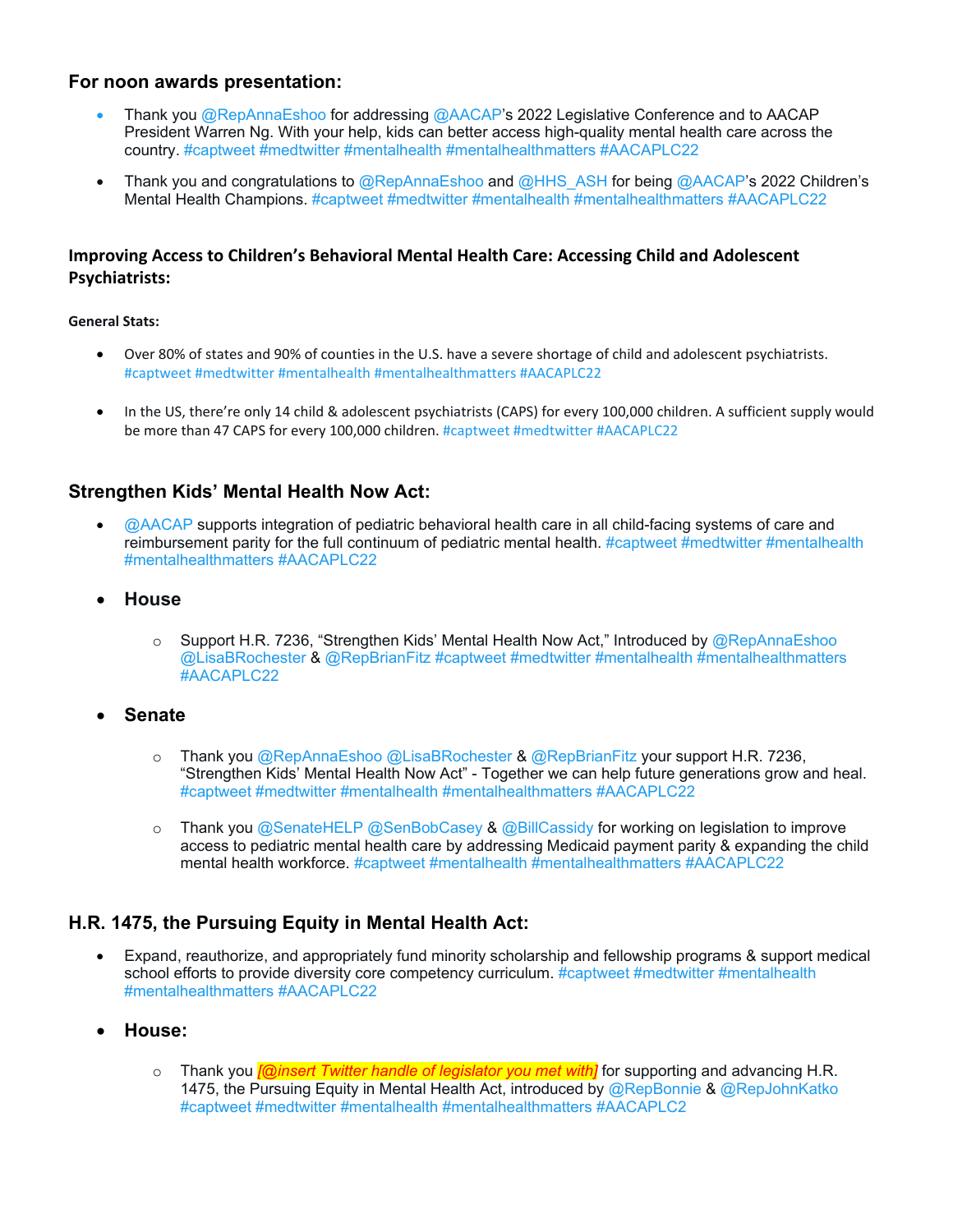## For noon awards presentation:

- Thank you @RepAnnaEshoo for addressing @AACAP's 2022 Legislative Conference and to AACAP President Warren Ng. With your help, kids can better access high-quality mental health care across the country. #captweet #medtwitter #mentalhealth #mentalhealthmatters #AACAPLC22
- Thank you and congratulations to @RepAnnaEshoo and @HHS_ASH for being @AACAP's 2022 Children's Mental Health Champions. #captweet #medtwitter #mentalhealth #mentalhealthmatters #AACAPLC22

### Improving Access to Children's Behavioral Mental Health Care: Accessing Child and Adolescent Psychiatrists:

**General Stats:**

- Over 80% of states and 90% of counties in the U.S. have a severe shortage of child and adolescent psychiatrists. #captweet #medtwitter #mentalhealth #mentalhealthmatters #AACAPLC22
- In the US, there're only 14 child & adolescent psychiatrists (CAPS) for every 100,000 children. A sufficient supply would be more than 47 CAPS for every 100,000 children. #captweet #medtwitter #AACAPLC22

## Strengthen Kids' Mental Health Now Act:

- @AACAP supports integration of pediatric behavioral health care in all child-facing systems of care and reimbursement parity for the full continuum of pediatric mental health. #captweet #medtwitter #mentalhealth #mentalhealthmatters #AACAPLC22
- **House**
  - Support H.R. 7236, "Strengthen Kids' Mental Health Now Act," Introduced by @RepAnnaEshoo @LisaBRochester & @RepBrianFitz #captweet #medtwitter #mentalhealth #mentalhealthmatters #AACAPLC22
- **Senate**
  - Thank you @RepAnnaEshoo @LisaBRochester & @RepBrianFitz your support H.R. 7236, "Strengthen Kids' Mental Health Now Act" - Together we can help future generations grow and heal. #captweet #medtwitter #mentalhealth #mentalhealthmatters #AACAPLC22
  - Thank you @SenateHELP @SenBobCasey & @BillCassidy for working on legislation to improve access to pediatric mental health care by addressing Medicaid payment parity & expanding the child mental health workforce. #captweet #mentalhealth #mentalhealthmatters #AACAPLC22

## H.R. 1475, the Pursuing Equity in Mental Health Act:

- Expand, reauthorize, and appropriately fund minority scholarship and fellowship programs & support medical school efforts to provide diversity core competency curriculum. #captweet #medtwitter #mentalhealth #mentalhealthmatters #AACAPLC22
- **House:**
  - Thank you *[@insert Twitter handle of legislator you met with]* for supporting and advancing H.R. 1475, the Pursuing Equity in Mental Health Act, introduced by @RepBonnie & @RepJohnKatko #captweet #medtwitter #mentalhealth #mentalhealthmatters #AACAPLC2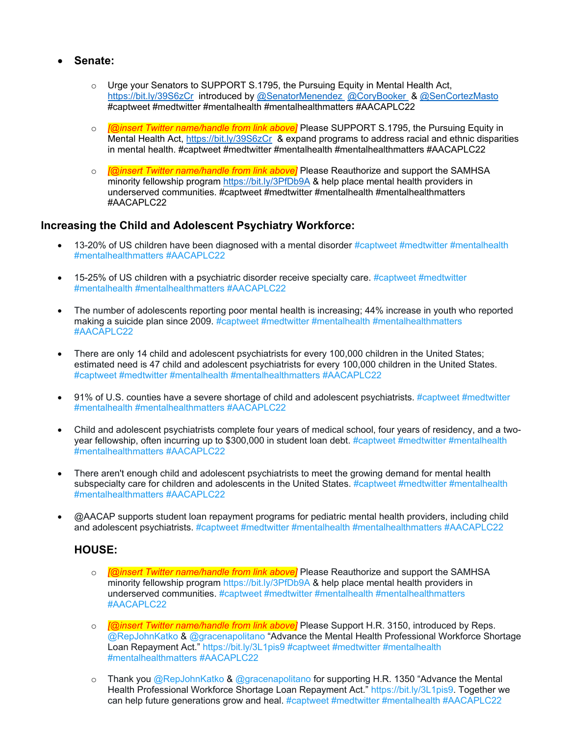- **Senate:**

    - Urge your Senators to SUPPORT S.1795, the Pursuing Equity in Mental Health Act, https://bit.ly/39S6zCr introduced by @SenatorMenendez @CoryBooker & @SenCortezMasto #captweet #medtwitter #mentalhealth #mentalhealthmatters #AACAPLC22

    - *[@insert Twitter name/handle from link above]* Please SUPPORT S.1795, the Pursuing Equity in Mental Health Act, https://bit.ly/39S6zCr & expand programs to address racial and ethnic disparities in mental health. #captweet #medtwitter #mentalhealth #mentalhealthmatters #AACAPLC22

    - *[@insert Twitter name/handle from link above]* Please Reauthorize and support the SAMHSA minority fellowship program https://bit.ly/3PfDb9A & help place mental health providers in underserved communities. #captweet #medtwitter #mentalhealth #mentalhealthmatters #AACAPLC22

### Increasing the Child and Adolescent Psychiatry Workforce:

- 13-20% of US children have been diagnosed with a mental disorder #captweet #medtwitter #mentalhealth #mentalhealthmatters #AACAPLC22

- 15-25% of US children with a psychiatric disorder receive specialty care. #captweet #medtwitter #mentalhealth #mentalhealthmatters #AACAPLC22

- The number of adolescents reporting poor mental health is increasing; 44% increase in youth who reported making a suicide plan since 2009. #captweet #medtwitter #mentalhealth #mentalhealthmatters #AACAPLC22

- There are only 14 child and adolescent psychiatrists for every 100,000 children in the United States; estimated need is 47 child and adolescent psychiatrists for every 100,000 children in the United States. #captweet #medtwitter #mentalhealth #mentalhealthmatters #AACAPLC22

- 91% of U.S. counties have a severe shortage of child and adolescent psychiatrists. #captweet #medtwitter #mentalhealth #mentalhealthmatters #AACAPLC22

- Child and adolescent psychiatrists complete four years of medical school, four years of residency, and a two-year fellowship, often incurring up to $300,000 in student loan debt. #captweet #medtwitter #mentalhealth #mentalhealthmatters #AACAPLC22

- There aren't enough child and adolescent psychiatrists to meet the growing demand for mental health subspecialty care for children and adolescents in the United States. #captweet #medtwitter #mentalhealth #mentalhealthmatters #AACAPLC22

- @AACAP supports student loan repayment programs for pediatric mental health providers, including child and adolescent psychiatrists. #captweet #medtwitter #mentalhealth #mentalhealthmatters #AACAPLC22

**HOUSE:**

- *[@insert Twitter name/handle from link above]* Please Reauthorize and support the SAMHSA minority fellowship program https://bit.ly/3PfDb9A & help place mental health providers in underserved communities. #captweet #medtwitter #mentalhealth #mentalhealthmatters #AACAPLC22

- *[@insert Twitter name/handle from link above]* Please Support H.R. 3150, introduced by Reps. @RepJohnKatko & @gracenapolitano "Advance the Mental Health Professional Workforce Shortage Loan Repayment Act." https://bit.ly/3L1pis9 #captweet #medtwitter #mentalhealth #mentalhealthmatters #AACAPLC22

- Thank you @RepJohnKatko & @gracenapolitano for supporting H.R. 1350 "Advance the Mental Health Professional Workforce Shortage Loan Repayment Act." https://bit.ly/3L1pis9. Together we can help future generations grow and heal. #captweet #medtwitter #mentalhealth #AACAPLC22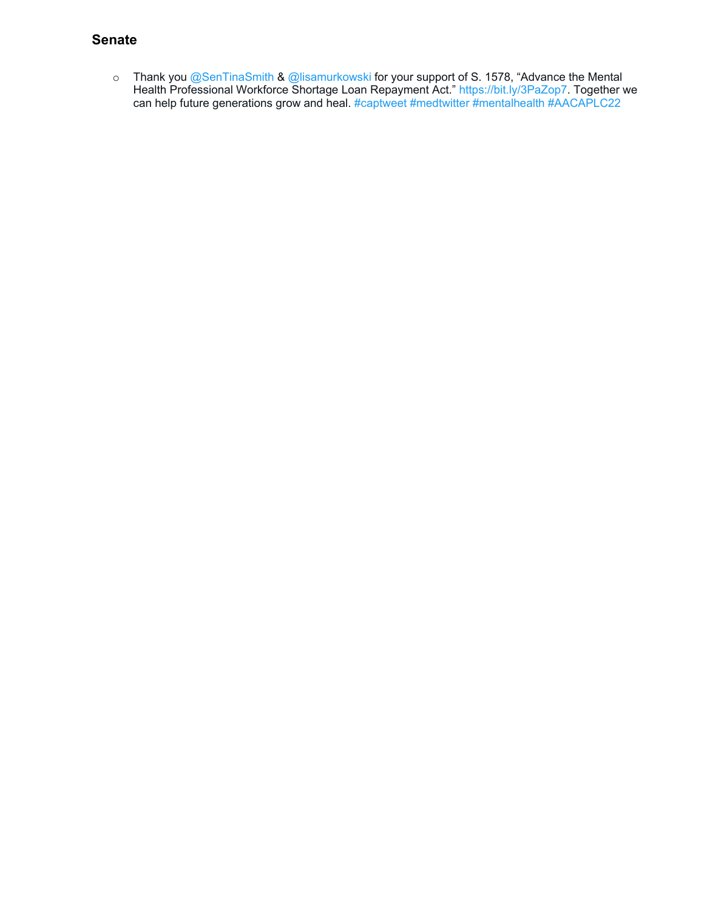### Senate

- Thank you @SenTinaSmith & @lisamurkowski for your support of S. 1578, "Advance the Mental Health Professional Workforce Shortage Loan Repayment Act." https://bit.ly/3PaZop7. Together we can help future generations grow and heal. #captweet #medtwitter #mentalhealth #AACAPLC22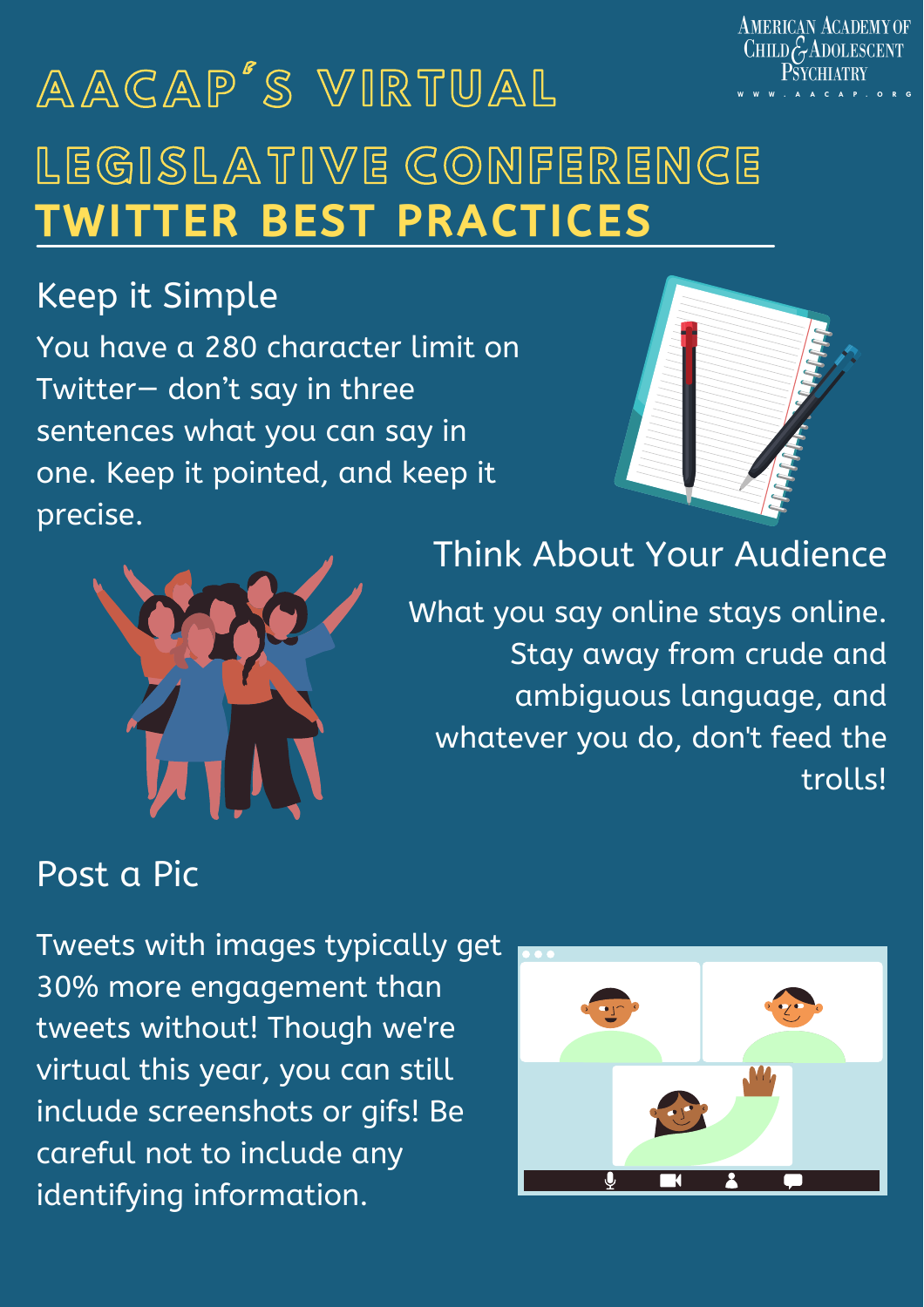American Academy of Child & Adolescent Psychiatry
www.aacap.org

# AACAP's Virtual Legislative Conference
# Twitter Best Practices

## Keep it Simple

You have a 280 character limit on Twitter— don't say in three sentences what you can say in one. Keep it pointed, and keep it precise.

## Think About Your Audience

What you say online stays online. Stay away from crude and ambiguous language, and whatever you do, don't feed the trolls!

## Post a Pic

Tweets with images typically get 30% more engagement than tweets without! Though we're virtual this year, you can still include screenshots or gifs! Be careful not to include any identifying information.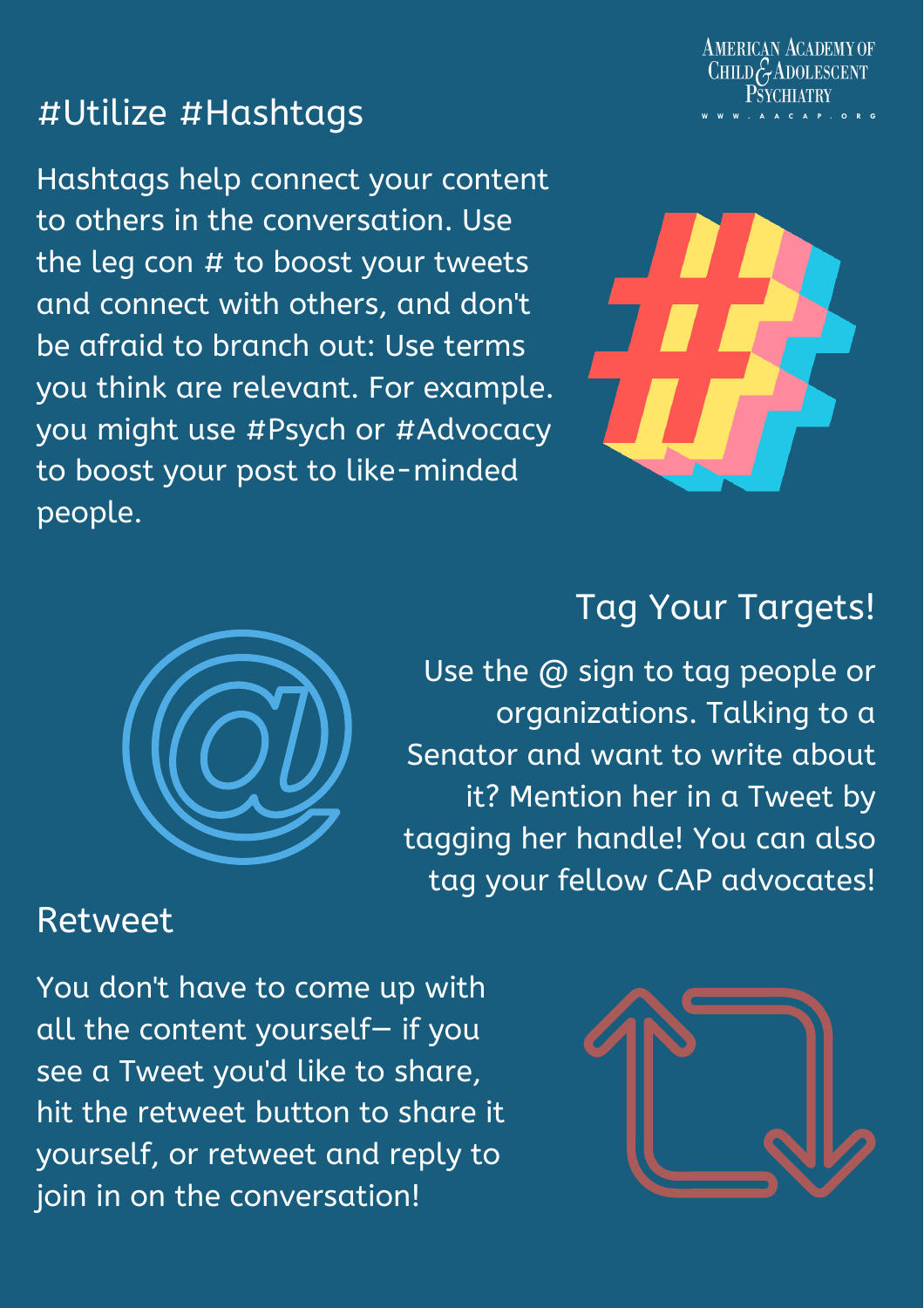# #Utilize #Hashtags

Hashtags help connect your content to others in the conversation. Use the leg con # to boost your tweets and connect with others, and don't be afraid to branch out: Use terms you think are relevant. For example. you might use #Psych or #Advocacy to boost your post to like-minded people.

## Tag Your Targets!

Use the @ sign to tag people or organizations. Talking to a Senator and want to write about it? Mention her in a Tweet by tagging her handle! You can also tag your fellow CAP advocates!

## Retweet

You don't have to come up with all the content yourself– if you see a Tweet you'd like to share, hit the retweet button to share it yourself, or retweet and reply to join in on the conversation!